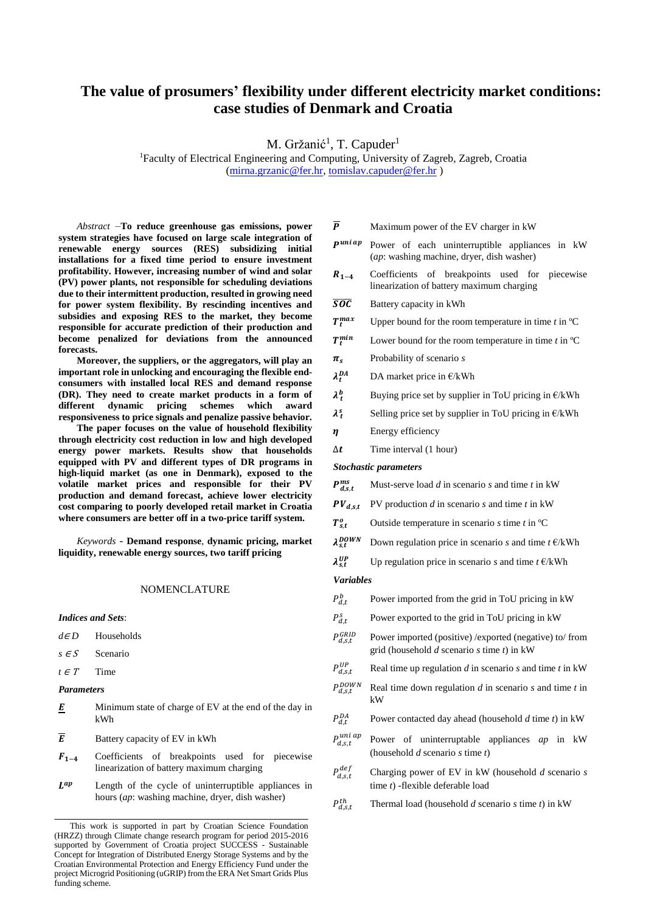# The value of prosumers' flexibility under different electricity market conditions: case studies of Denmark and Croatia

M. Gržanić[1], T. Capuder[1]

[1]Faculty of Electrical Engineering and Computing, University of Zagreb, Zagreb, Croatia
(mirna.grzanic@fer.hr, tomislav.capuder@fer.hr )

*Abstract* –**To reduce greenhouse gas emissions, power system strategies have focused on large scale integration of renewable energy sources (RES) subsidizing initial installations for a fixed time period to ensure investment profitability. However, increasing number of wind and solar (PV) power plants, not responsible for scheduling deviations due to their intermittent production, resulted in growing need for power system flexibility. By rescinding incentives and subsidies and exposing RES to the market, they become responsible for accurate prediction of their production and become penalized for deviations from the announced forecasts.**

**Moreover, the suppliers, or the aggregators, will play an important role in unlocking and encouraging the flexible end-consumers with installed local RES and demand response (DR). They need to create market products in a form of different dynamic pricing schemes which award responsiveness to price signals and penalize passive behavior.**

**The paper focuses on the value of household flexibility through electricity cost reduction in low and high developed energy power markets. Results show that households equipped with PV and different types of DR programs in high-liquid market (as one in Denmark), exposed to the volatile market prices and responsible for their PV production and demand forecast, achieve lower electricity cost comparing to poorly developed retail market in Croatia where consumers are better off in a two-price tariff system.**

*Keywords* - **Demand response**, **dynamic pricing, market liquidity, renewable energy sources, two tariff pricing**

## NOMENCLATURE

***Indices and Sets***:

- $d \in D$ Households
- $s \in S$ Scenario
- $t \in T$ Time

***Parameters***

- $\underline{E}$ Minimum state of charge of EV at the end of the day in kWh
- $\overline{E}$ Battery capacity of EV in kWh
- $F_{1-4}$ Coefficients of breakpoints used for piecewise linearization of battery maximum charging
- $L^{ap}$ Length of the cycle of uninterruptible appliances in hours (*ap*: washing machine, dryer, dish washer)
- $\overline{P}$ Maximum power of the EV charger in kW
- $P^{uni\,ap}$ Power of each uninterruptible appliances in kW (*ap*: washing machine, dryer, dish washer)
- $R_{1-4}$ Coefficients of breakpoints used for piecewise linearization of battery maximum charging
- $\overline{SOC}$ Battery capacity in kWh
- $T_t^{max}$ Upper bound for the room temperature in time *t* in ºC
- $T_t^{min}$ Lower bound for the room temperature in time *t* in ºC
- $\pi_s$ Probability of scenario *s*
- $\lambda_t^{DA}$ DA market price in €/kWh
- $\lambda_t^{b}$ Buying price set by supplier in ToU pricing in €/kWh
- $\lambda_t^{s}$ Selling price set by supplier in ToU pricing in €/kWh
- $\eta$ Energy efficiency
- $\Delta t$ Time interval (1 hour)

***Stochastic parameters***

- $P_{d,s,t}^{ms}$ Must-serve load *d* in scenario *s* and time *t* in kW
- $PV_{d,s,t}$ PV production *d* in scenario *s* and time *t* in kW
- $T_{s,t}^{o}$ Outside temperature in scenario *s* time *t* in ºC
- $\lambda_{s,t}^{DOWN}$ Down regulation price in scenario *s* and time *t* €/kWh
- $\lambda_{s,t}^{UP}$ Up regulation price in scenario *s* and time *t* €/kWh

***Variables***

- $P_{d,t}^{b}$ Power imported from the grid in ToU pricing in kW
- $P_{d,t}^{s}$ Power exported to the grid in ToU pricing in kW
- $P_{d,s,t}^{GRID}$ Power imported (positive) /exported (negative) to/ from grid (household *d* scenario *s* time *t*) in kW
- $P_{d,s,t}^{UP}$ Real time up regulation *d* in scenario *s* and time *t* in kW
- $P_{d,s,t}^{DOWN}$ Real time down regulation *d* in scenario *s* and time *t* in kW
- $P_{d,t}^{DA}$ Power contacted day ahead (household *d* time *t*) in kW
- $P_{d,s,t}^{uni\,ap}$ Power of uninterruptable appliances *ap* in kW (household *d* scenario *s* time *t*)
- $P_{d,s,t}^{def}$ Charging power of EV in kW (household *d* scenario *s* time *t*) -flexible deferable load
- $P_{d,s,t}^{th}$ Thermal load (household *d* scenario *s* time *t*) in kW

This work is supported in part by Croatian Science Foundation (HRZZ) through Climate change research program for period 2015-2016 supported by Government of Croatia project SUCCESS - Sustainable Concept for Integration of Distributed Energy Storage Systems and by the Croatian Environmental Protection and Energy Efficiency Fund under the project Microgrid Positioning (uGRIP) from the ERA Net Smart Grids Plus funding scheme.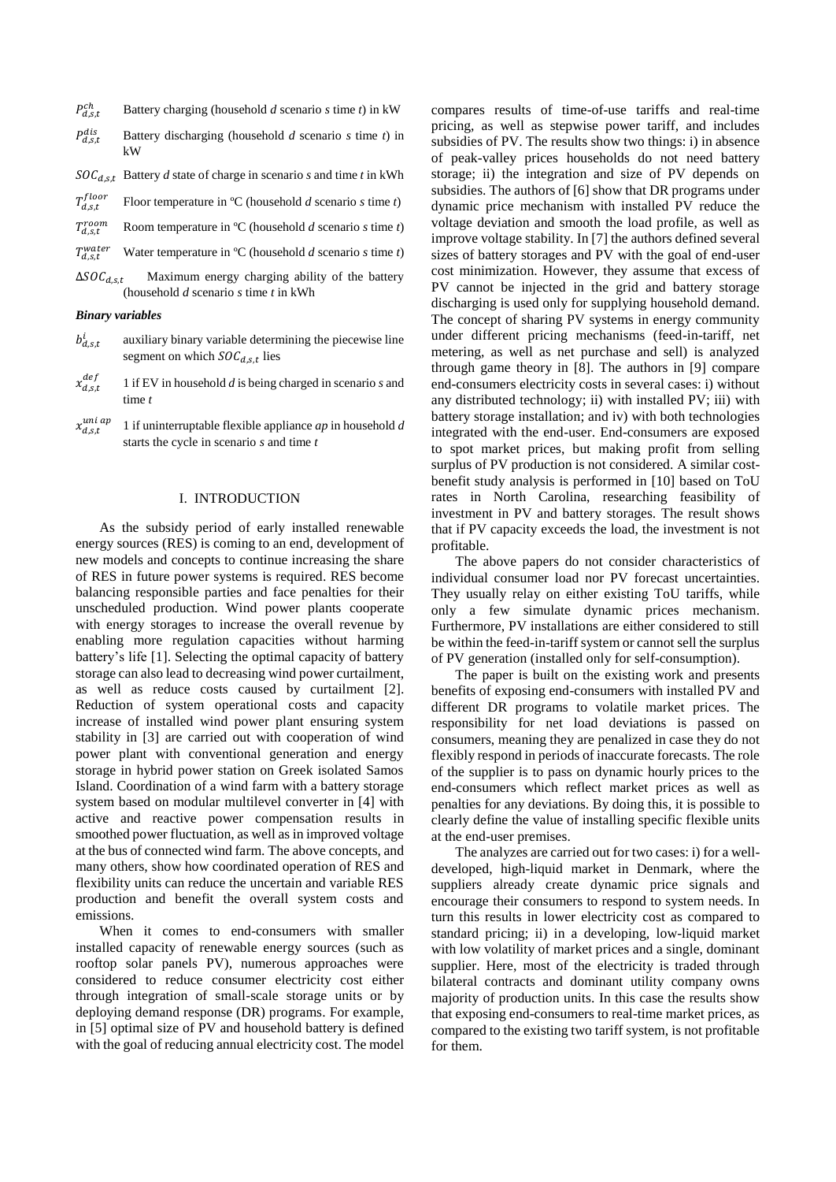$P_{d,s,t}^{ch}$ Battery charging (household *d* scenario *s* time *t*) in kW

$P_{d,s,t}^{dis}$ Battery discharging (household *d* scenario *s* time *t*) in kW

$SOC_{d,s,t}$ Battery *d* state of charge in scenario *s* and time *t* in kWh

$T_{d,s,t}^{floor}$ Floor temperature in ºC (household *d* scenario *s* time *t*)

$T_{d,s,t}^{room}$ Room temperature in ºC (household *d* scenario *s* time *t*)

$T_{d,s,t}^{water}$ Water temperature in ºC (household *d* scenario *s* time *t*)

$\Delta SOC_{d,s,t}$ Maximum energy charging ability of the battery (household *d* scenario *s* time *t* in kWh

***Binary variables***

$b_{d,s,t}^{i}$ auxiliary binary variable determining the piecewise line segment on which $SOC_{d,s,t}$ lies

$x_{d,s,t}^{def}$ 1 if EV in household *d* is being charged in scenario *s* and time *t*

$x_{d,s,t}^{uni\,ap}$ 1 if uninterruptable flexible appliance *ap* in household *d* starts the cycle in scenario *s* and time *t*

## I. INTRODUCTION

As the subsidy period of early installed renewable energy sources (RES) is coming to an end, development of new models and concepts to continue increasing the share of RES in future power systems is required. RES become balancing responsible parties and face penalties for their unscheduled production. Wind power plants cooperate with energy storages to increase the overall revenue by enabling more regulation capacities without harming battery's life [1]. Selecting the optimal capacity of battery storage can also lead to decreasing wind power curtailment, as well as reduce costs caused by curtailment [2]. Reduction of system operational costs and capacity increase of installed wind power plant ensuring system stability in [3] are carried out with cooperation of wind power plant with conventional generation and energy storage in hybrid power station on Greek isolated Samos Island. Coordination of a wind farm with a battery storage system based on modular multilevel converter in [4] with active and reactive power compensation results in smoothed power fluctuation, as well as in improved voltage at the bus of connected wind farm. The above concepts, and many others, show how coordinated operation of RES and flexibility units can reduce the uncertain and variable RES production and benefit the overall system costs and emissions.

When it comes to end-consumers with smaller installed capacity of renewable energy sources (such as rooftop solar panels PV), numerous approaches were considered to reduce consumer electricity cost either through integration of small-scale storage units or by deploying demand response (DR) programs. For example, in [5] optimal size of PV and household battery is defined with the goal of reducing annual electricity cost. The model compares results of time-of-use tariffs and real-time pricing, as well as stepwise power tariff, and includes subsidies of PV. The results show two things: i) in absence of peak-valley prices households do not need battery storage; ii) the integration and size of PV depends on subsidies. The authors of [6] show that DR programs under dynamic price mechanism with installed PV reduce the voltage deviation and smooth the load profile, as well as improve voltage stability. In [7] the authors defined several sizes of battery storages and PV with the goal of end-user cost minimization. However, they assume that excess of PV cannot be injected in the grid and battery storage discharging is used only for supplying household demand. The concept of sharing PV systems in energy community under different pricing mechanisms (feed-in-tariff, net metering, as well as net purchase and sell) is analyzed through game theory in [8]. The authors in [9] compare end-consumers electricity costs in several cases: i) without any distributed technology; ii) with installed PV; iii) with battery storage installation; and iv) with both technologies integrated with the end-user. End-consumers are exposed to spot market prices, but making profit from selling surplus of PV production is not considered. A similar cost-benefit study analysis is performed in [10] based on ToU rates in North Carolina, researching feasibility of investment in PV and battery storages. The result shows that if PV capacity exceeds the load, the investment is not profitable.

The above papers do not consider characteristics of individual consumer load nor PV forecast uncertainties. They usually relay on either existing ToU tariffs, while only a few simulate dynamic prices mechanism. Furthermore, PV installations are either considered to still be within the feed-in-tariff system or cannot sell the surplus of PV generation (installed only for self-consumption).

The paper is built on the existing work and presents benefits of exposing end-consumers with installed PV and different DR programs to volatile market prices. The responsibility for net load deviations is passed on consumers, meaning they are penalized in case they do not flexibly respond in periods of inaccurate forecasts. The role of the supplier is to pass on dynamic hourly prices to the end-consumers which reflect market prices as well as penalties for any deviations. By doing this, it is possible to clearly define the value of installing specific flexible units at the end-user premises.

The analyzes are carried out for two cases: i) for a well-developed, high-liquid market in Denmark, where the suppliers already create dynamic price signals and encourage their consumers to respond to system needs. In turn this results in lower electricity cost as compared to standard pricing; ii) in a developing, low-liquid market with low volatility of market prices and a single, dominant supplier. Here, most of the electricity is traded through bilateral contracts and dominant utility company owns majority of production units. In this case the results show that exposing end-consumers to real-time market prices, as compared to the existing two tariff system, is not profitable for them.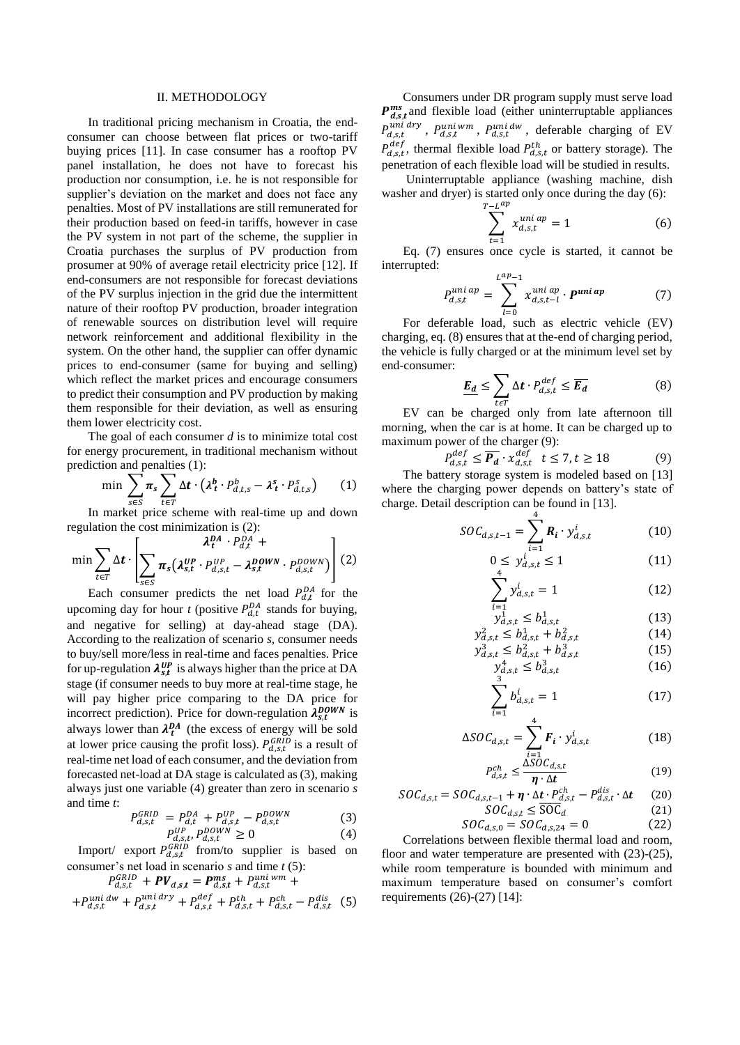## II. METHODOLOGY

In traditional pricing mechanism in Croatia, the end-consumer can choose between flat prices or two-tariff buying prices [11]. In case consumer has a rooftop PV panel installation, he does not have to forecast his production nor consumption, i.e. he is not responsible for supplier's deviation on the market and does not face any penalties. Most of PV installations are still remunerated for their production based on feed-in tariffs, however in case the PV system in not part of the scheme, the supplier in Croatia purchases the surplus of PV production from prosumer at 90% of average retail electricity price [12]. If end-consumers are not responsible for forecast deviations of the PV surplus injection in the grid due the intermittent nature of their rooftop PV production, broader integration of renewable sources on distribution level will require network reinforcement and additional flexibility in the system. On the other hand, the supplier can offer dynamic prices to end-consumer (same for buying and selling) which reflect the market prices and encourage consumers to predict their consumption and PV production by making them responsible for their deviation, as well as ensuring them lower electricity cost.

The goal of each consumer *d* is to minimize total cost for energy procurement, in traditional mechanism without prediction and penalties (1):

$$\min \sum_{s\in S} \boldsymbol{\pi_s} \sum_{t\in T} \boldsymbol{\Delta t} \cdot \left(\boldsymbol{\lambda_t^b} \cdot P_{d,t,s}^{b} - \boldsymbol{\lambda_t^s} \cdot P_{d,t,s}^{s}\right) \quad (1)$$

In market price scheme with real-time up and down regulation the cost minimization is (2):

$$\min \sum_{t\in T} \boldsymbol{\Delta t} \cdot \left[ \begin{array}{c} \boldsymbol{\lambda_t^{DA}} \cdot P_{d,t}^{DA} + \\ \sum_{s\in S} \boldsymbol{\pi_s} \left( \boldsymbol{\lambda_{s,t}^{UP}} \cdot P_{d,s,t}^{UP} - \boldsymbol{\lambda_{s,t}^{DOWN}} \cdot P_{d,s,t}^{DOWN} \right) \end{array} \right] \quad (2)$$

Each consumer predicts the net load $P_{d,t}^{DA}$ for the upcoming day for hour *t* (positive $P_{d,t}^{DA}$ stands for buying, and negative for selling) at day-ahead stage (DA). According to the realization of scenario *s*, consumer needs to buy/sell more/less in real-time and faces penalties. Price for up-regulation $\boldsymbol{\lambda_{s,t}^{UP}}$ is always higher than the price at DA stage (if consumer needs to buy more at real-time stage, he will pay higher price comparing to the DA price for incorrect prediction). Price for down-regulation $\boldsymbol{\lambda_{s,t}^{DOWN}}$ is always lower than $\boldsymbol{\lambda_t^{DA}}$ (the excess of energy will be sold at lower price causing the profit loss). $P_{d,s,t}^{GRID}$ is a result of real-time net load of each consumer, and the deviation from forecasted net-load at DA stage is calculated as (3), making always just one variable (4) greater than zero in scenario *s* and time *t*:

$$P_{d,s,t}^{GRID} = P_{d,t}^{DA} + P_{d,s,t}^{UP} - P_{d,s,t}^{DOWN} \quad (3)$$

$$P_{d,s,t}^{UP}, P_{d,s,t}^{DOWN} \geq 0 \quad (4)$$

Import/ export $P_{d,s,t}^{GRID}$ from/to supplier is based on consumer's net load in scenario *s* and time *t* (5):

$$P_{d,s,t}^{GRID} + \boldsymbol{PV}_{d,s,t} = \boldsymbol{P_{d,s,t}^{ms}} + P_{d,s,t}^{uni\,wm} + P_{d,s,t}^{uni\,dw} + P_{d,s,t}^{uni\,dry} + P_{d,s,t}^{def} + P_{d,s,t}^{th} + P_{d,s,t}^{ch} - P_{d,s,t}^{dis} \quad (5)$$

Consumers under DR program supply must serve load $\boldsymbol{P_{d,s,t}^{ms}}$ and flexible load (either uninterruptable appliances $P_{d,s,t}^{uni\,dry}$, $P_{d,s,t}^{uni\,wm}$, $P_{d,s,t}^{uni\,dw}$, deferable charging of EV $P_{d,s,t}^{def}$, thermal flexible load $P_{d,s,t}^{th}$ or battery storage). The penetration of each flexible load will be studied in results.

Uninterruptable appliance (washing machine, dish washer and dryer) is started only once during the day (6):

$$\sum_{t=1}^{T-L^{ap}} x_{d,s,t}^{uni\,ap} = 1 \quad (6)$$

Eq. (7) ensures once cycle is started, it cannot be interrupted:

$$P_{d,s,t}^{uni\,ap} = \sum_{l=0}^{L^{ap}-1} x_{d,s,t-l}^{uni\,ap} \cdot \boldsymbol{P^{uni\,ap}} \quad (7)$$

For deferable load, such as electric vehicle (EV) charging, eq. (8) ensures that at the-end of charging period, the vehicle is fully charged or at the minimum level set by end-consumer:

$$\underline{\boldsymbol{E_d}} \leq \sum_{t\in T} \boldsymbol{\Delta t} \cdot P_{d,s,t}^{def} \leq \overline{\boldsymbol{E_d}} \quad (8)$$

EV can be charged only from late afternoon till morning, when the car is at home. It can be charged up to maximum power of the charger (9):

$$P_{d,s,t}^{def} \leq \overline{\boldsymbol{P_d}} \cdot x_{d,s,t}^{def} \quad t \leq 7, t \geq 18 \quad (9)$$

The battery storage system is modeled based on [13] where the charging power depends on battery's state of charge. Detail description can be found in [13].

$$SOC_{d,s,t-1} = \sum_{i=1}^{4} \boldsymbol{R_i} \cdot y_{d,s,t}^{i} \quad (10)$$

$$0 \leq y_{d,s,t}^{i} \leq 1 \quad (11)$$

$$\sum_{i=1}^{4} y_{d,s,t}^{i} = 1 \quad (12)$$

$$y_{d,s,t}^{1} \leq b_{d,s,t}^{1} \quad (13)$$

$$y_{d,s,t}^{2} \leq b_{d,s,t}^{1} + b_{d,s,t}^{2} \quad (14)$$

$$y_{d,s,t}^{3} \leq b_{d,s,t}^{2} + b_{d,s,t}^{3} \quad (15)$$

$$y_{d,s,t}^{4} \leq b_{d,s,t}^{3} \quad (16)$$

$$\sum_{i=1}^{3} b_{d,s,t}^{i} = 1 \quad (17)$$

$$\Delta SOC_{d,s,t} = \sum_{i=1}^{4} \boldsymbol{F_i} \cdot y_{d,s,t}^{i} \quad (18)$$

$$P_{d,s,t}^{ch} \leq \frac{\Delta SOC_{d,s,t}}{\boldsymbol{\eta} \cdot \boldsymbol{\Delta t}} \quad (19)$$

$$SOC_{d,s,t} = SOC_{d,s,t-1} + \boldsymbol{\eta} \cdot \boldsymbol{\Delta t} \cdot P_{d,s,t}^{ch} - P_{d,s,t}^{dis} \cdot \boldsymbol{\Delta t} \quad (20)$$

$$SOC_{d,s,t} \leq \overline{\mathbf{SOC}}_{d} \quad (21)$$

$$SOC_{d,s,0} = SOC_{d,s,24} = 0 \quad (22)$$

Correlations between flexible thermal load and room, floor and water temperature are presented with (23)-(25), while room temperature is bounded with minimum and maximum temperature based on consumer's comfort requirements (26)-(27) [14]: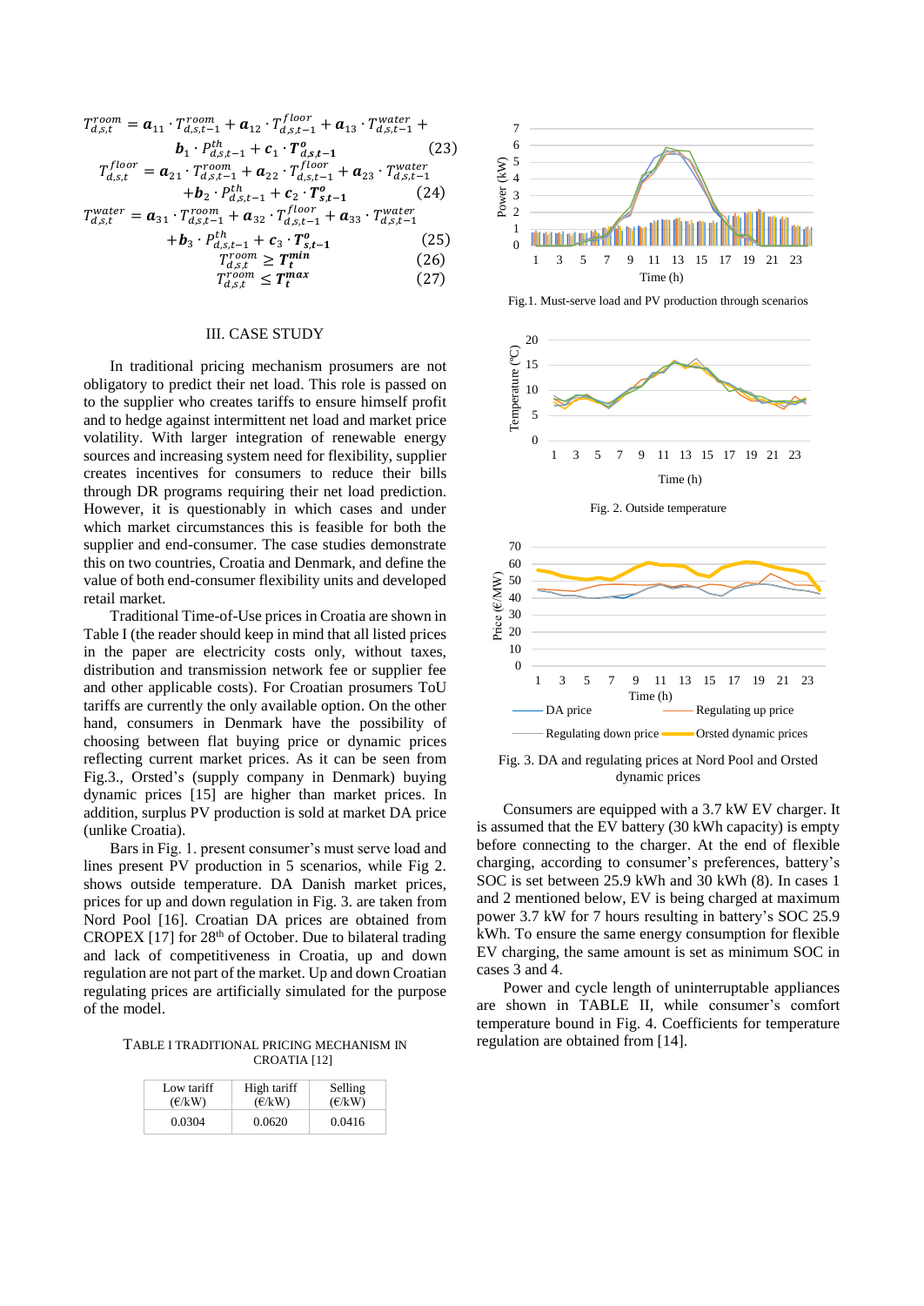$$T_{d,s,t}^{room} = \boldsymbol{a}_{11} \cdot T_{d,s,t-1}^{room} + \boldsymbol{a}_{12} \cdot T_{d,s,t-1}^{floor} + \boldsymbol{a}_{13} \cdot T_{d,s,t-1}^{water} + \boldsymbol{b}_1 \cdot P_{d,s,t-1}^{th} + \boldsymbol{c}_1 \cdot \boldsymbol{T}_{d,s,t-1}^{o} \quad (23)$$

$$T_{d,s,t}^{floor} = \boldsymbol{a}_{21} \cdot T_{d,s,t-1}^{room} + \boldsymbol{a}_{22} \cdot T_{d,s,t-1}^{floor} + \boldsymbol{a}_{23} \cdot T_{d,s,t-1}^{water} + \boldsymbol{b}_2 \cdot P_{d,s,t-1}^{th} + \boldsymbol{c}_2 \cdot \boldsymbol{T}_{s,t-1}^{o} \quad (24)$$

$$T_{d,s,t}^{water} = \boldsymbol{a}_{31} \cdot T_{d,s,t-1}^{room} + \boldsymbol{a}_{32} \cdot T_{d,s,t-1}^{floor} + \boldsymbol{a}_{33} \cdot T_{d,s,t-1}^{water} + \boldsymbol{b}_3 \cdot P_{d,s,t-1}^{th} + \boldsymbol{c}_3 \cdot \boldsymbol{T}_{s,t-1}^{o} \quad (25)$$

$$T_{d,s,t}^{room} \geq \boldsymbol{T}_t^{min} \quad (26)$$

$$T_{d,s,t}^{room} \leq \boldsymbol{T}_t^{max} \quad (27)$$

## III. CASE STUDY

In traditional pricing mechanism prosumers are not obligatory to predict their net load. This role is passed on to the supplier who creates tariffs to ensure himself profit and to hedge against intermittent net load and market price volatility. With larger integration of renewable energy sources and increasing system need for flexibility, supplier creates incentives for consumers to reduce their bills through DR programs requiring their net load prediction. However, it is questionably in which cases and under which market circumstances this is feasible for both the supplier and end-consumer. The case studies demonstrate this on two countries, Croatia and Denmark, and define the value of both end-consumer flexibility units and developed retail market.

Traditional Time-of-Use prices in Croatia are shown in Table I (the reader should keep in mind that all listed prices in the paper are electricity costs only, without taxes, distribution and transmission network fee or supplier fee and other applicable costs). For Croatian prosumers ToU tariffs are currently the only available option. On the other hand, consumers in Denmark have the possibility of choosing between flat buying price or dynamic prices reflecting current market prices. As it can be seen from Fig.3., Orsted's (supply company in Denmark) buying dynamic prices [15] are higher than market prices. In addition, surplus PV production is sold at market DA price (unlike Croatia).

Bars in Fig. 1. present consumer's must serve load and lines present PV production in 5 scenarios, while Fig 2. shows outside temperature. DA Danish market prices, prices for up and down regulation in Fig. 3. are taken from Nord Pool [16]. Croatian DA prices are obtained from CROPEX [17] for 28th of October. Due to bilateral trading and lack of competitiveness in Croatia, up and down regulation are not part of the market. Up and down Croatian regulating prices are artificially simulated for the purpose of the model.

TABLE I TRADITIONAL PRICING MECHANISM IN CROATIA [12]

| Low tariff (€/kW) | High tariff (€/kW) | Selling (€/kW) |
|---|---|---|
| 0.0304 | 0.0620 | 0.0416 |

Fig.1. Must-serve load and PV production through scenarios

Fig. 2. Outside temperature

Fig. 3. DA and regulating prices at Nord Pool and Orsted dynamic prices

Consumers are equipped with a 3.7 kW EV charger. It is assumed that the EV battery (30 kWh capacity) is empty before connecting to the charger. At the end of flexible charging, according to consumer's preferences, battery's SOC is set between 25.9 kWh and 30 kWh (8). In cases 1 and 2 mentioned below, EV is being charged at maximum power 3.7 kW for 7 hours resulting in battery's SOC 25.9 kWh. To ensure the same energy consumption for flexible EV charging, the same amount is set as minimum SOC in cases 3 and 4.

Power and cycle length of uninterruptable appliances are shown in TABLE II, while consumer's comfort temperature bound in Fig. 4. Coefficients for temperature regulation are obtained from [14].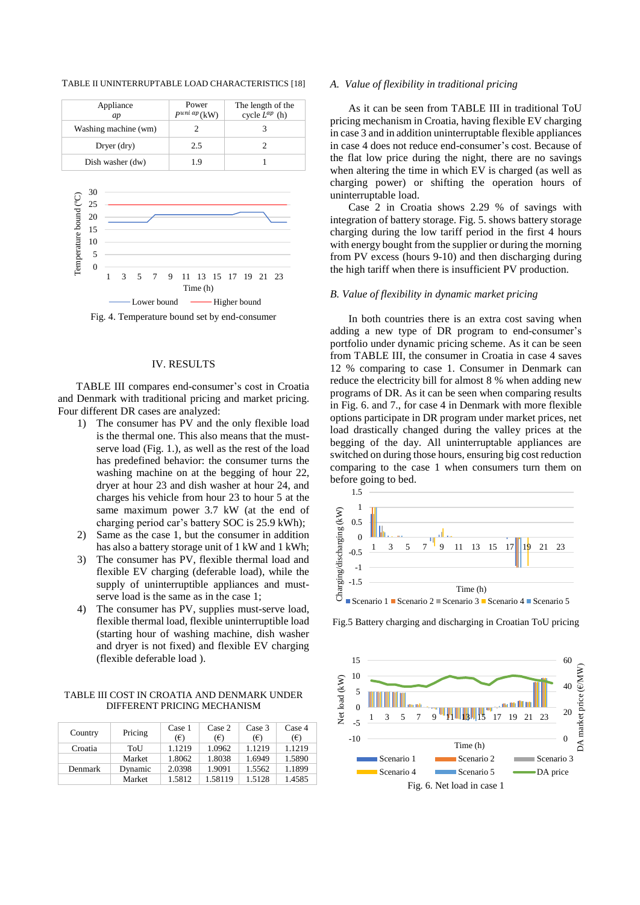TABLE II UNINTERRUPTABLE LOAD CHARACTERISTICS [18]

| Appliance $ap$ | Power $P^{uni\ ap}$(kW) | The length of the cycle $L^{ap}$ (h) |
|---|---|---|
| Washing machine (wm) | 2 | 3 |
| Dryer (dry) | 2.5 | 2 |
| Dish washer (dw) | 1.9 | 1 |

Fig. 4. Temperature bound set by end-consumer

## IV. RESULTS

TABLE III compares end-consumer's cost in Croatia and Denmark with traditional pricing and market pricing. Four different DR cases are analyzed:

1) The consumer has PV and the only flexible load is the thermal one. This also means that the must-serve load (Fig. 1.), as well as the rest of the load has predefined behavior: the consumer turns the washing machine on at the begging of hour 22, dryer at hour 23 and dish washer at hour 24, and charges his vehicle from hour 23 to hour 5 at the same maximum power 3.7 kW (at the end of charging period car's battery SOC is 25.9 kWh);
2) Same as the case 1, but the consumer in addition has also a battery storage unit of 1 kW and 1 kWh;
3) The consumer has PV, flexible thermal load and flexible EV charging (deferable load), while the supply of uninterruptible appliances and must-serve load is the same as in the case 1;
4) The consumer has PV, supplies must-serve load, flexible thermal load, flexible uninterruptible load (starting hour of washing machine, dish washer and dryer is not fixed) and flexible EV charging (flexible deferable load ).

TABLE III COST IN CROATIA AND DENMARK UNDER DIFFERENT PRICING MECHANISM

| Country | Pricing | Case 1 (€) | Case 2 (€) | Case 3 (€) | Case 4 (€) |
|---|---|---|---|---|---|
| Croatia | ToU | 1.1219 | 1.0962 | 1.1219 | 1.1219 |
| | Market | 1.8062 | 1.8038 | 1.6949 | 1.5890 |
| Denmark | Dynamic | 2.0398 | 1.9091 | 1.5562 | 1.1899 |
| | Market | 1.5812 | 1.58119 | 1.5128 | 1.4585 |

### A. Value of flexibility in traditional pricing

As it can be seen from TABLE III in traditional ToU pricing mechanism in Croatia, having flexible EV charging in case 3 and in addition uninterruptable flexible appliances in case 4 does not reduce end-consumer's cost. Because of the flat low price during the night, there are no savings when altering the time in which EV is charged (as well as charging power) or shifting the operation hours of uninterruptable load.

Case 2 in Croatia shows 2.29 % of savings with integration of battery storage. Fig. 5. shows battery storage charging during the low tariff period in the first 4 hours with energy bought from the supplier or during the morning from PV excess (hours 9-10) and then discharging during the high tariff when there is insufficient PV production.

### B. Value of flexibility in dynamic market pricing

In both countries there is an extra cost saving when adding a new type of DR program to end-consumer's portfolio under dynamic pricing scheme. As it can be seen from TABLE III, the consumer in Croatia in case 4 saves 12 % comparing to case 1. Consumer in Denmark can reduce the electricity bill for almost 8 % when adding new programs of DR. As it can be seen when comparing results in Fig. 6. and 7., for case 4 in Denmark with more flexible options participate in DR program under market prices, net load drastically changed during the valley prices at the begging of the day. All uninterruptable appliances are switched on during those hours, ensuring big cost reduction comparing to the case 1 when consumers turn them on before going to bed.

Fig.5 Battery charging and discharging in Croatian ToU pricing

Fig. 6. Net load in case 1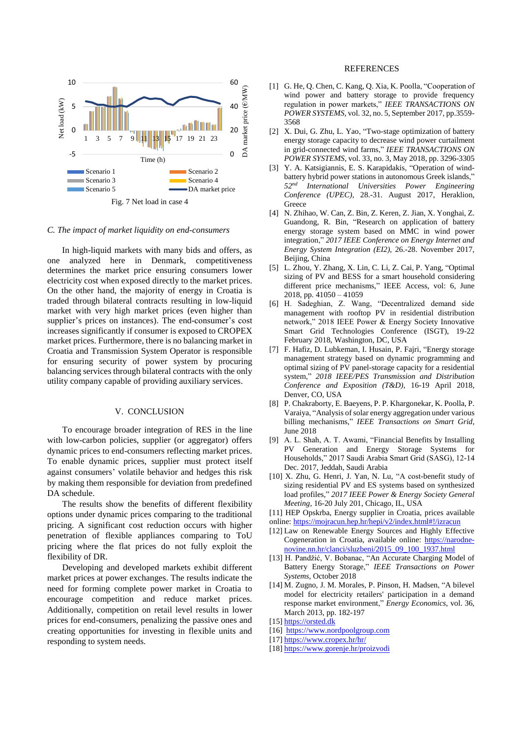10

5

0

-5

Net load (kW)

1 3 5 7 9 11 13 15 17 19 21 23

Time (h)

60

40

20

0

DA market price (€/MW)

Scenario 1
Scenario 2
Scenario 3
Scenario 4
Scenario 5
DA market price

Fig. 7 Net load in case 4

### C. The impact of market liquidity on end-consumers

In high-liquid markets with many bids and offers, as one analyzed here in Denmark, competitiveness determines the market price ensuring consumers lower electricity cost when exposed directly to the market prices. On the other hand, the majority of energy in Croatia is traded through bilateral contracts resulting in low-liquid market with very high market prices (even higher than supplier's prices on instances). The end-consumer's cost increases significantly if consumer is exposed to CROPEX market prices. Furthermore, there is no balancing market in Croatia and Transmission System Operator is responsible for ensuring security of power system by procuring balancing services through bilateral contracts with the only utility company capable of providing auxiliary services.

## V. CONCLUSION

To encourage broader integration of RES in the line with low-carbon policies, supplier (or aggregator) offers dynamic prices to end-consumers reflecting market prices. To enable dynamic prices, supplier must protect itself against consumers' volatile behavior and hedges this risk by making them responsible for deviation from predefined DA schedule.

The results show the benefits of different flexibility options under dynamic prices comparing to the traditional pricing. A significant cost reduction occurs with higher penetration of flexible appliances comparing to ToU pricing where the flat prices do not fully exploit the flexibility of DR.

Developing and developed markets exhibit different market prices at power exchanges. The results indicate the need for forming complete power market in Croatia to encourage competition and reduce market prices. Additionally, competition on retail level results in lower prices for end-consumers, penalizing the passive ones and creating opportunities for investing in flexible units and responding to system needs.

## REFERENCES

[1] G. He, Q. Chen, C. Kang, Q. Xia, K. Poolla, "Cooperation of wind power and battery storage to provide frequency regulation in power markets," *IEEE TRANSACTIONS ON POWER SYSTEMS*, vol. 32, no. 5, September 2017, pp.3559-3568

[2] X. Dui, G. Zhu, L. Yao, "Two-stage optimization of battery energy storage capacity to decrease wind power curtailment in grid-connected wind farms," *IEEE TRANSACTIONS ON POWER SYSTEMS*, vol. 33, no. 3, May 2018, pp. 3296-3305

[3] Y. A. Katsigiannis, E. S. Karapidakis, "Operation of wind-battery hybrid power stations in autonomous Greek islands," *52nd International Universities Power Engineering Conference (UPEC)*, 28.-31. August 2017, Heraklion, Greece

[4] N. Zhihao, W. Can, Z. Bin, Z. Keren, Z. Jian, X. Yonghai, Z. Guandong, R. Bin, "Research on application of battery energy storage system based on MMC in wind power integration," *2017 IEEE Conference on Energy Internet and Energy System Integration (EI2)*, 26.-28. November 2017, Beijing, China

[5] L. Zhou, Y. Zhang, X. Lin, C. Li, Z. Cai, P. Yang, "Optimal sizing of PV and BESS for a smart household considering different price mechanisms," IEEE Access, vol: 6, June 2018, pp. 41050 – 41059

[6] H. Sadeghian, Z. Wang, "Decentralized demand side management with rooftop PV in residential distribution network," 2018 IEEE Power & Energy Society Innovative Smart Grid Technologies Conference (ISGT), 19-22 February 2018, Washington, DC, USA

[7] F. Hafiz, D. Lubkeman, I. Husain, P. Fajri, "Energy storage management strategy based on dynamic programming and optimal sizing of PV panel-storage capacity for a residential system," *2018 IEEE/PES Transmission and Distribution Conference and Exposition (T&D)*, 16-19 April 2018, Denver, CO, USA

[8] P. Chakraborty, E. Baeyens, P. P. Khargonekar, K. Poolla, P. Varaiya, "Analysis of solar energy aggregation under various billing mechanisms," *IEEE Transactions on Smart Grid*, June 2018

[9] A. L. Shah, A. T. Awami, "Financial Benefits by Installing PV Generation and Energy Storage Systems for Households," 2017 Saudi Arabia Smart Grid (SASG), 12-14 Dec. 2017, Jeddah, Saudi Arabia

[10] X. Zhu, G. Henri, J. Yan, N. Lu, "A cost-benefit study of sizing residential PV and ES systems based on synthesized load profiles," *2017 IEEE Power & Energy Society General Meeting*, 16-20 July 201, Chicago, IL, USA

[11] HEP Opskrba, Energy supplier in Croatia, prices available online: https://mojracun.hep.hr/hepi/v2/index.html#!/izracun

[12] Law on Renewable Energy Sources and Highly Effective Cogeneration in Croatia, available online: https://narodne-novine.nn.hr/clanci/sluzbeni/2015_09_100_1937.html

[13] H. Pandžić, V. Bobanac, "An Accurate Charging Model of Battery Energy Storage," *IEEE Transactions on Power Systems*, October 2018

[14] M. Zugno, J. M. Morales, P. Pinson, H. Madsen, "A bilevel model for electricity retailers' participation in a demand response market environment," *Energy Economics*, vol. 36, March 2013, pp. 182-197

[15] https://orsted.dk

[16] https://www.nordpoolgroup.com

[17] https://www.cropex.hr/hr/

[18] https://www.gorenje.hr/proizvodi